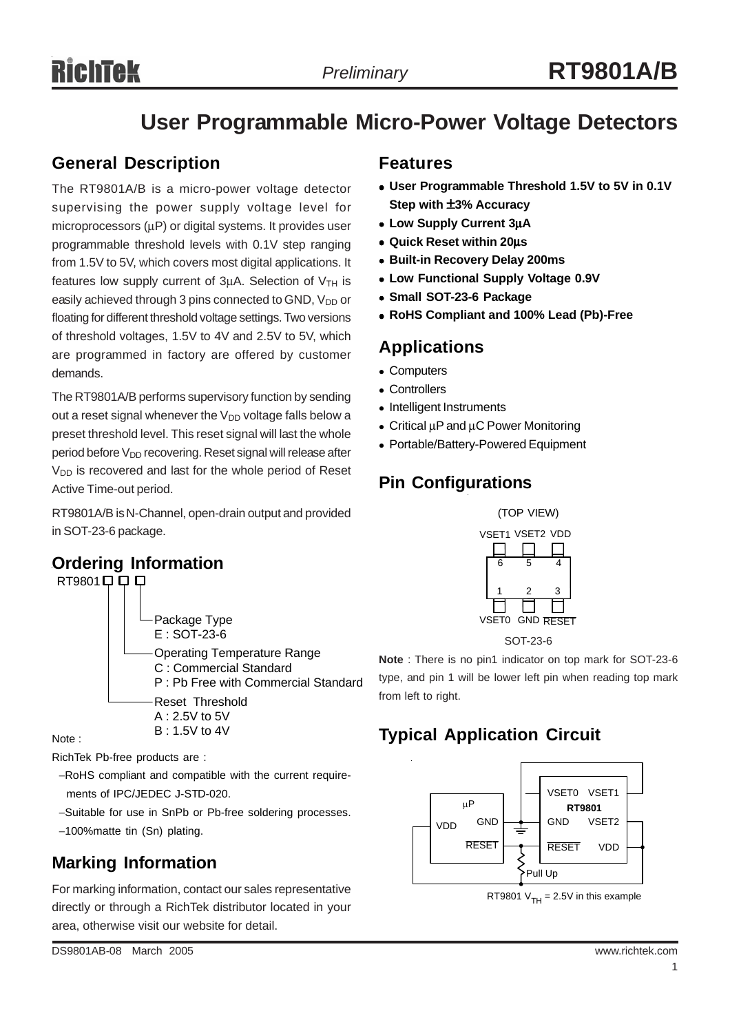# User Programmable Micro-Power Voltage Detectors

## General Description

The RT9801A/B is a micro-power voltage detector supervising the power supply voltage level for microprocessors (μP) or digital systems. It provides user programmable threshold levels with 0.1V step ranging from 1.5V to 5V, which covers most digital applications. It features low supply current of 3μA. Selection of $V_{TH}$ is easily achieved through 3 pins connected to GND, $V_{DD}$ or floating for different threshold voltage settings. Two versions of threshold voltages, 1.5V to 4V and 2.5V to 5V, which are programmed in factory are offered by customer demands.

The RT9801A/B performs supervisory function by sending out a reset signal whenever the $V_{DD}$ voltage falls below a preset threshold level. This reset signal will last the whole period before $V_{DD}$ recovering. Reset signal will release after $V_{DD}$ is recovered and last for the whole period of Reset Active Time-out period.

RT9801A/B is N-Channel, open-drain output and provided in SOT-23-6 package.

## Ordering Information

RT9801□□□

- Package Type
  - E : SOT-23-6
- Operating Temperature Range
  - C : Commercial Standard
  - P : Pb Free with Commercial Standard
- Reset Threshold
  - A : 2.5V to 5V
  - B : 1.5V to 4V

Note :

RichTek Pb-free products are :

- RoHS compliant and compatible with the current requirements of IPC/JEDEC J-STD-020.
- Suitable for use in SnPb or Pb-free soldering processes.
- 100%matte tin (Sn) plating.

## Marking Information

For marking information, contact our sales representative directly or through a RichTek distributor located in your area, otherwise visit our website for detail.

## Features

- **User Programmable Threshold 1.5V to 5V in 0.1V Step with ±3% Accuracy**
- **Low Supply Current 3μA**
- **Quick Reset within 20μs**
- **Built-in Recovery Delay 200ms**
- **Low Functional Supply Voltage 0.9V**
- **Small SOT-23-6 Package**
- **RoHS Compliant and 100% Lead (Pb)-Free**

## Applications

- Computers
- Controllers
- Intelligent Instruments
- Critical μP and μC Power Monitoring
- Portable/Battery-Powered Equipment

## Pin Configurations

(TOP VIEW)

VSET1 (6), VSET2 (5), VDD (4)

VSET0 (1), GND (2), RESET (3)

SOT-23-6

**Note** : There is no pin1 indicator on top mark for SOT-23-6 type, and pin 1 will be lower left pin when reading top mark from left to right.

## Typical Application Circuit

RT9801 $V_{TH}$ = 2.5V in this example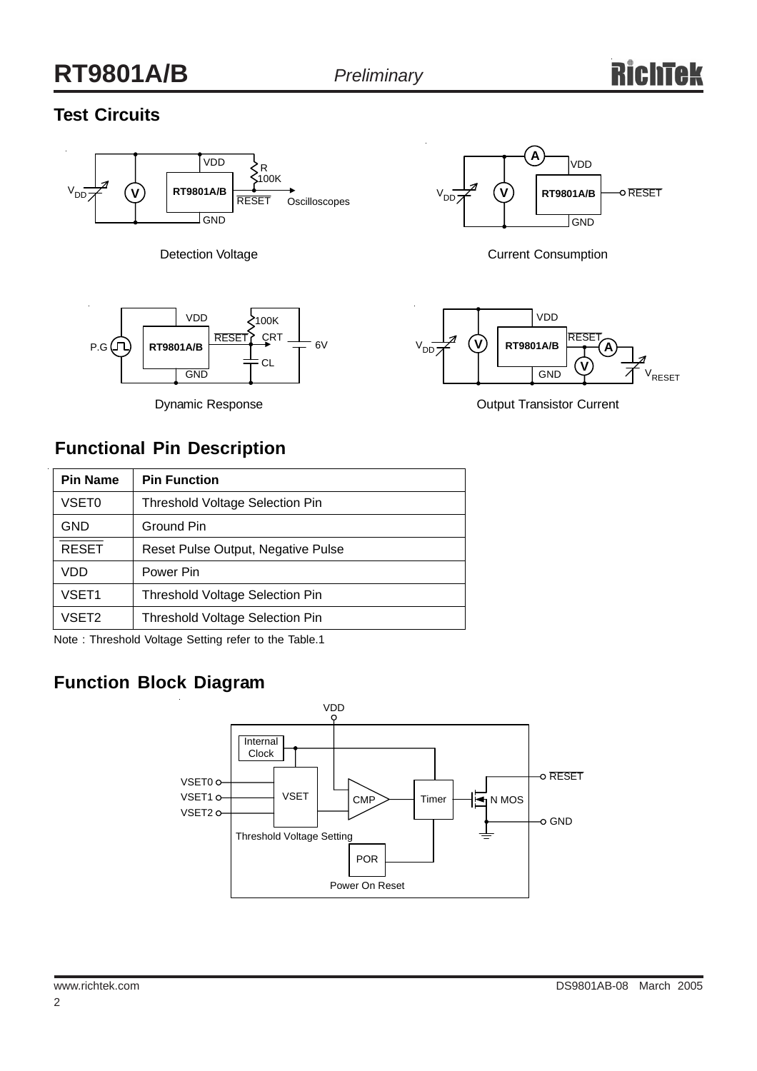## Test Circuits

Detection Voltage

Current Consumption

Dynamic Response

Output Transistor Current

## Functional Pin Description

| Pin Name | Pin Function |
|---|---|
| VSET0 | Threshold Voltage Selection Pin |
| GND | Ground Pin |
| $\overline{\text{RESET}}$ | Reset Pulse Output, Negative Pulse |
| VDD | Power Pin |
| VSET1 | Threshold Voltage Selection Pin |
| VSET2 | Threshold Voltage Selection Pin |

Note : Threshold Voltage Setting refer to the Table.1

## Function Block Diagram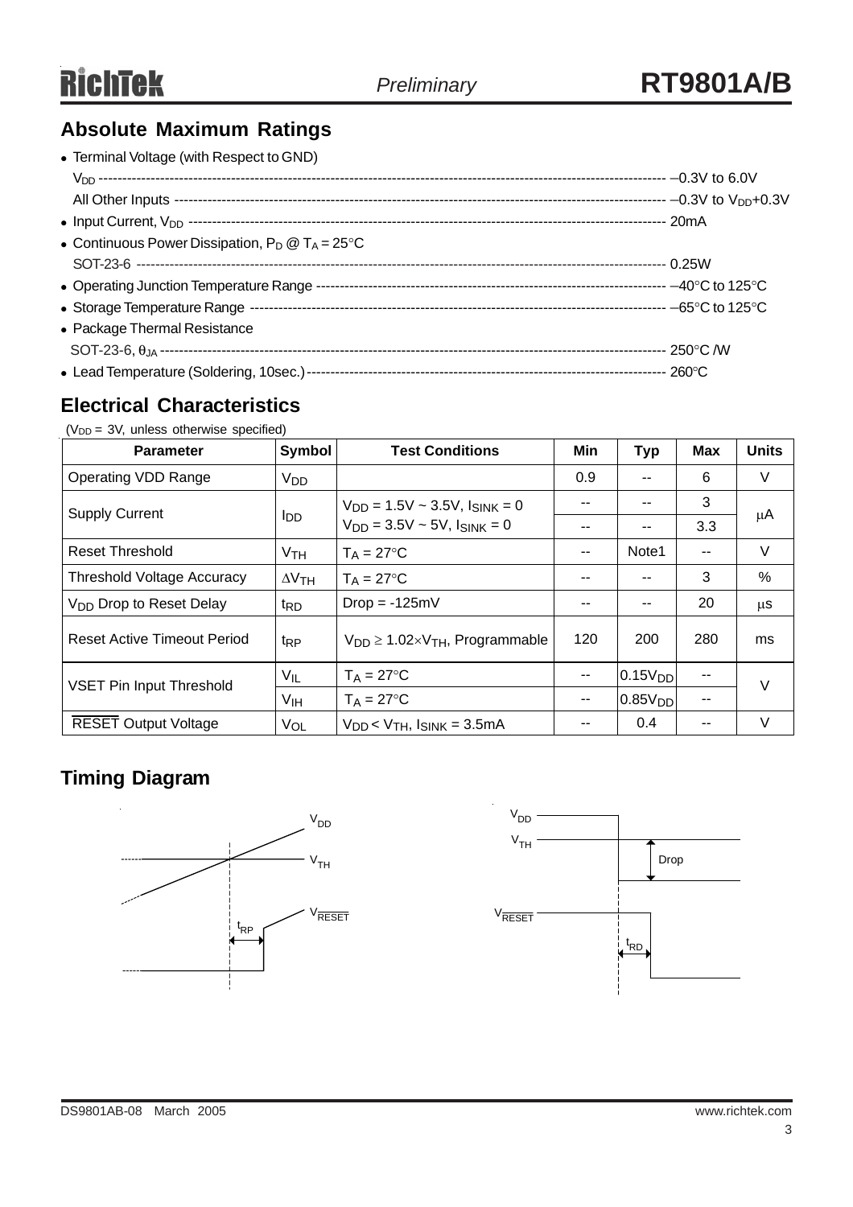## Absolute Maximum Ratings

- Terminal Voltage (with Respect to GND)
  - $V_{DD}$ ---------- –0.3V to 6.0V
  - All Other Inputs ---------- –0.3V to $V_{DD}$+0.3V
- Input Current, $V_{DD}$ ---------- 20mA
- Continuous Power Dissipation, $P_D$ @ $T_A$ = 25°C
  - SOT-23-6 ---------- 0.25W
- Operating Junction Temperature Range ---------- –40°C to 125°C
- Storage Temperature Range ---------- –65°C to 125°C
- Package Thermal Resistance
  - SOT-23-6, $\theta_{JA}$ ---------- 250°C /W
- Lead Temperature (Soldering, 10sec.) ---------- 260°C

## Electrical Characteristics

($V_{DD}$ = 3V, unless otherwise specified)

| Parameter | Symbol | Test Conditions | Min | Typ | Max | Units |
|---|---|---|---|---|---|---|
| Operating VDD Range | $V_{DD}$ | | 0.9 | -- | 6 | V |
| Supply Current | $I_{DD}$ | $V_{DD}$ = 1.5V ~ 3.5V, $I_{SINK}$ = 0 | -- | -- | 3 | μA |
| | | $V_{DD}$ = 3.5V ~ 5V, $I_{SINK}$ = 0 | -- | -- | 3.3 | |
| Reset Threshold | $V_{TH}$ | $T_A$ = 27°C | -- | Note1 | -- | V |
| Threshold Voltage Accuracy | $\Delta V_{TH}$ | $T_A$ = 27°C | -- | -- | 3 | % |
| $V_{DD}$ Drop to Reset Delay | $t_{RD}$ | Drop = -125mV | -- | -- | 20 | μs |
| Reset Active Timeout Period | $t_{RP}$ | $V_{DD} \geq 1.02 \times V_{TH}$, Programmable | 120 | 200 | 280 | ms |
| VSET Pin Input Threshold | $V_{IL}$ | $T_A$ = 27°C | -- | $0.15V_{DD}$ | -- | V |
| | $V_{IH}$ | $T_A$ = 27°C | -- | $0.85V_{DD}$ | -- | |
| $\overline{RESET}$ Output Voltage | $V_{OL}$ | $V_{DD} < V_{TH}$, $I_{SINK}$ = 3.5mA | -- | 0.4 | -- | V |

## Timing Diagram

$V_{DD}$, $V_{TH}$, $V_{\overline{RESET}}$, $t_{RP}$

$V_{DD}$, $V_{TH}$, Drop, $V_{\overline{RESET}}$, $t_{RD}$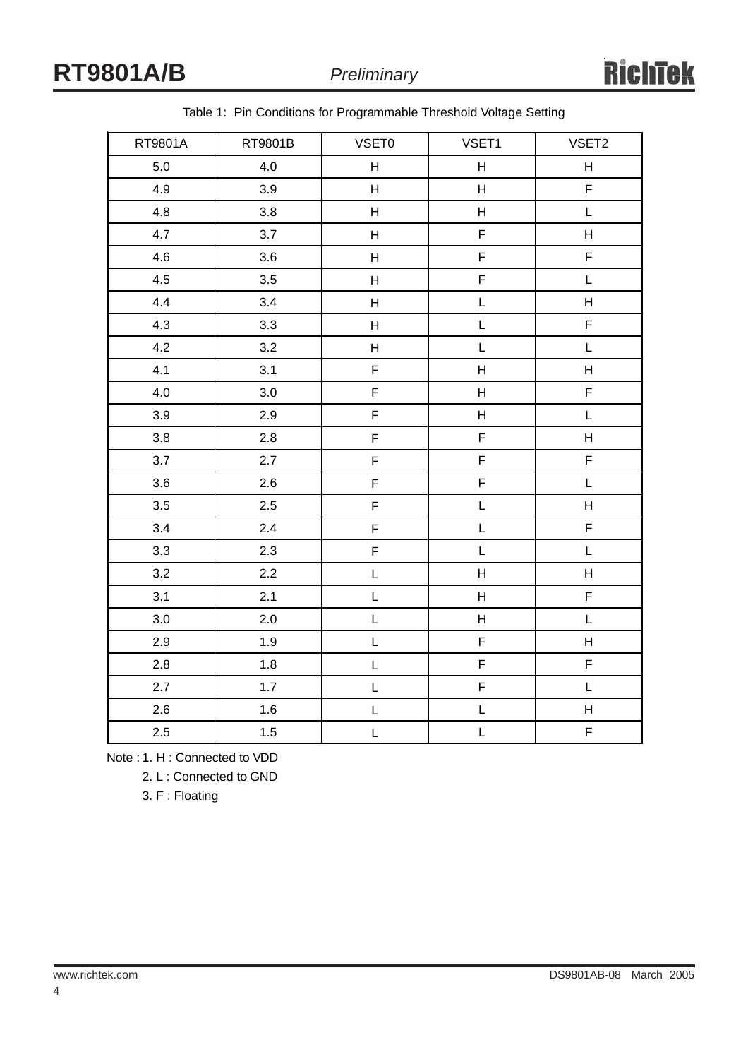Table 1: Pin Conditions for Programmable Threshold Voltage Setting

| RT9801A | RT9801B | VSET0 | VSET1 | VSET2 |
|---|---|---|---|---|
| 5.0 | 4.0 | H | H | H |
| 4.9 | 3.9 | H | H | F |
| 4.8 | 3.8 | H | H | L |
| 4.7 | 3.7 | H | F | H |
| 4.6 | 3.6 | H | F | F |
| 4.5 | 3.5 | H | F | L |
| 4.4 | 3.4 | H | L | H |
| 4.3 | 3.3 | H | L | F |
| 4.2 | 3.2 | H | L | L |
| 4.1 | 3.1 | F | H | H |
| 4.0 | 3.0 | F | H | F |
| 3.9 | 2.9 | F | H | L |
| 3.8 | 2.8 | F | F | H |
| 3.7 | 2.7 | F | F | F |
| 3.6 | 2.6 | F | F | L |
| 3.5 | 2.5 | F | L | H |
| 3.4 | 2.4 | F | L | F |
| 3.3 | 2.3 | F | L | L |
| 3.2 | 2.2 | L | H | H |
| 3.1 | 2.1 | L | H | F |
| 3.0 | 2.0 | L | H | L |
| 2.9 | 1.9 | L | F | H |
| 2.8 | 1.8 | L | F | F |
| 2.7 | 1.7 | L | F | L |
| 2.6 | 1.6 | L | L | H |
| 2.5 | 1.5 | L | L | F |

Note : 1. H : Connected to VDD

2. L : Connected to GND

3. F : Floating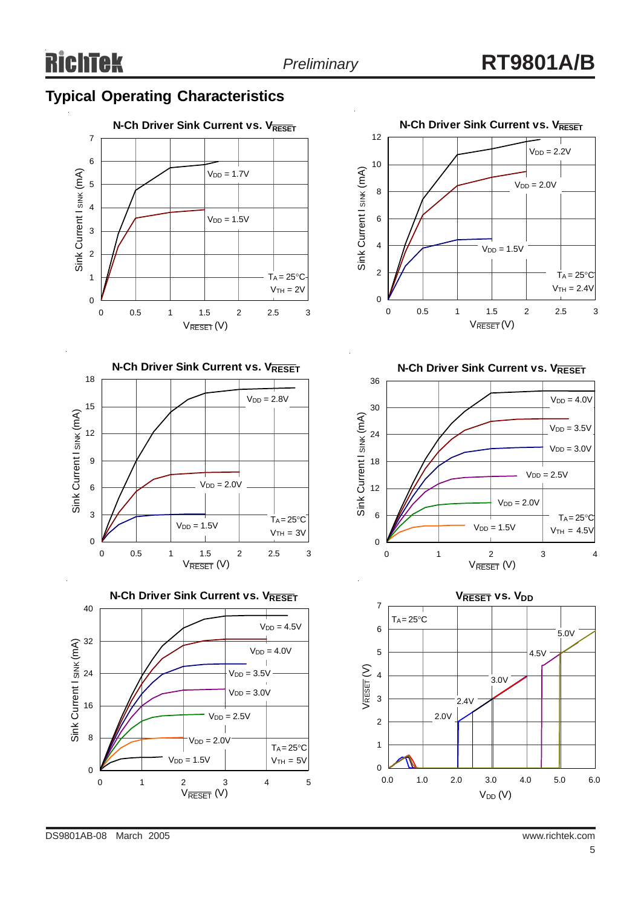## Typical Operating Characteristics

**N-Ch Driver Sink Current vs. $V_{\overline{RESET}}$**

Sink Current $I_{SINK}$ (mA) vs. $V_{\overline{RESET}}$ (V)

$V_{DD}$ = 1.7V, $V_{DD}$ = 1.5V

$T_A$ = 25°C, $V_{TH}$ = 2V

**N-Ch Driver Sink Current vs. $V_{\overline{RESET}}$**

Sink Current $I_{SINK}$ (mA) vs. $V_{\overline{RESET}}$ (V)

$V_{DD}$ = 2.2V, $V_{DD}$ = 2.0V, $V_{DD}$ = 1.5V

$T_A$ = 25°C, $V_{TH}$ = 2.4V

**N-Ch Driver Sink Current vs. $V_{\overline{RESET}}$**

Sink Current $I_{SINK}$ (mA) vs. $V_{\overline{RESET}}$ (V)

$V_{DD}$ = 2.8V, $V_{DD}$ = 2.0V, $V_{DD}$ = 1.5V

$T_A$ = 25°C, $V_{TH}$ = 3V

**N-Ch Driver Sink Current vs. $V_{\overline{RESET}}$**

Sink Current $I_{SINK}$ (mA) vs. $V_{\overline{RESET}}$ (V)

$V_{DD}$ = 4.0V, $V_{DD}$ = 3.5V, $V_{DD}$ = 3.0V, $V_{DD}$ = 2.5V, $V_{DD}$ = 2.0V, $V_{DD}$ = 1.5V

$T_A$ = 25°C, $V_{TH}$ = 4.5V

**N-Ch Driver Sink Current vs. $V_{\overline{RESET}}$**

Sink Current $I_{SINK}$ (mA) vs. $V_{\overline{RESET}}$ (V)

$V_{DD}$ = 4.5V, $V_{DD}$ = 4.0V, $V_{DD}$ = 3.5V, $V_{DD}$ = 3.0V, $V_{DD}$ = 2.5V, $V_{DD}$ = 2.0V, $V_{DD}$ = 1.5V

$T_A$ = 25°C, $V_{TH}$ = 5V

**$V_{\overline{RESET}}$ vs. $V_{DD}$**

$V_{\overline{RESET}}$ (V) vs. $V_{DD}$ (V)

$T_A$ = 25°C

2.0V, 2.4V, 3.0V, 4.5V, 5.0V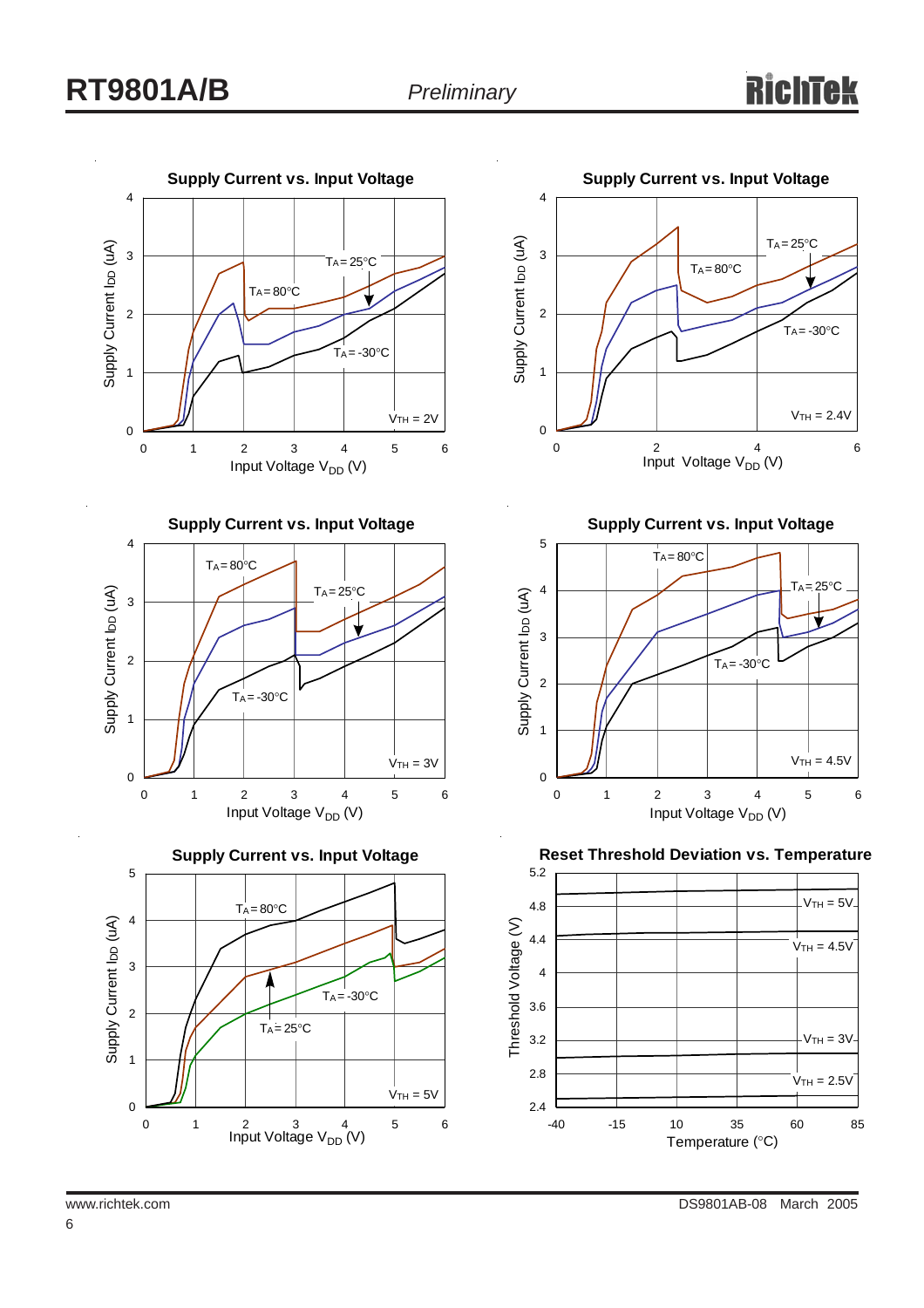**Supply Current vs. Input Voltage**

Supply Current $I_{DD}$ (uA) vs. Input Voltage $V_{DD}$ (V); $T_A = 80°C$, $T_A = 25°C$, $T_A = -30°C$; $V_{TH} = 2V$

**Supply Current vs. Input Voltage**

Supply Current $I_{DD}$ (uA) vs. Input Voltage $V_{DD}$ (V); $T_A = 80°C$, $T_A = 25°C$, $T_A = -30°C$; $V_{TH} = 2.4V$

**Supply Current vs. Input Voltage**

Supply Current $I_{DD}$ (uA) vs. Input Voltage $V_{DD}$ (V); $T_A = 80°C$, $T_A = 25°C$, $T_A = -30°C$; $V_{TH} = 3V$

**Supply Current vs. Input Voltage**

Supply Current $I_{DD}$ (uA) vs. Input Voltage $V_{DD}$ (V); $T_A = 80°C$, $T_A = 25°C$, $T_A = -30°C$; $V_{TH} = 4.5V$

**Supply Current vs. Input Voltage**

Supply Current $I_{DD}$ (uA) vs. Input Voltage $V_{DD}$ (V); $T_A = 80°C$, $T_A = 25°C$, $T_A = -30°C$; $V_{TH} = 5V$

**Reset Threshold Deviation vs. Temperature**

Threshold Voltage (V) vs. Temperature (°C); $V_{TH} = 5V$, $V_{TH} = 4.5V$, $V_{TH} = 3V$, $V_{TH} = 2.5V$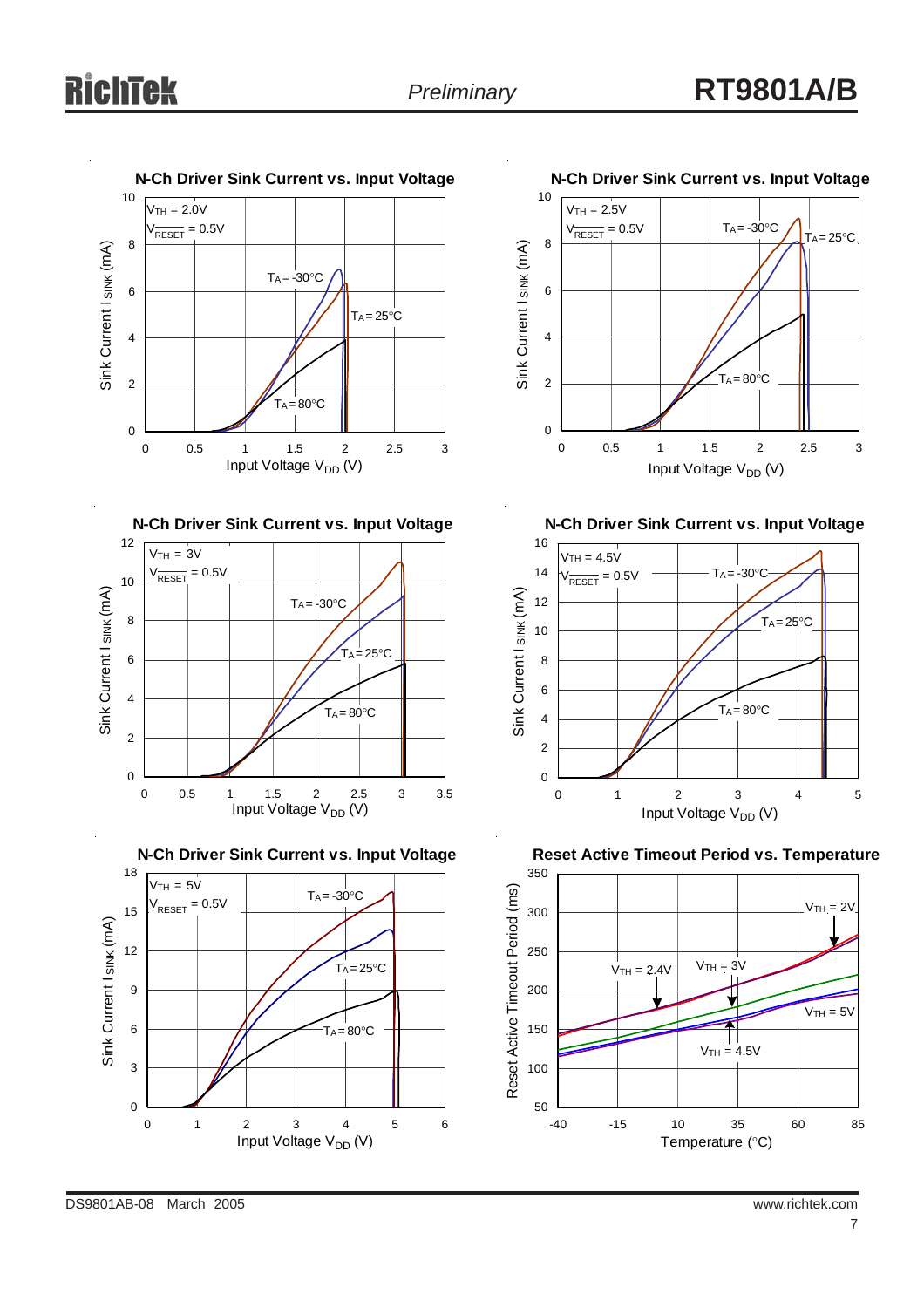**N-Ch Driver Sink Current vs. Input Voltage**

$V_{TH}$ = 2.0V
$V_{\overline{RESET}}$ = 0.5V

$T_A$ = -30°C, $T_A$ = 25°C, $T_A$ = 80°C

Sink Current $I_{SINK}$ (mA) vs. Input Voltage $V_{DD}$ (V)

**N-Ch Driver Sink Current vs. Input Voltage**

$V_{TH}$ = 2.5V
$V_{\overline{RESET}}$ = 0.5V

$T_A$ = -30°C, $T_A$ = 25°C, $T_A$ = 80°C

Sink Current $I_{SINK}$ (mA) vs. Input Voltage $V_{DD}$ (V)

**N-Ch Driver Sink Current vs. Input Voltage**

$V_{TH}$ = 3V
$V_{\overline{RESET}}$ = 0.5V

$T_A$ = -30°C, $T_A$ = 25°C, $T_A$ = 80°C

Sink Current $I_{SINK}$ (mA) vs. Input Voltage $V_{DD}$ (V)

**N-Ch Driver Sink Current vs. Input Voltage**

$V_{TH}$ = 4.5V
$V_{\overline{RESET}}$ = 0.5V

$T_A$ = -30°C, $T_A$ = 25°C, $T_A$ = 80°C

Sink Current $I_{SINK}$ (mA) vs. Input Voltage $V_{DD}$ (V)

**N-Ch Driver Sink Current vs. Input Voltage**

$V_{TH}$ = 5V
$V_{\overline{RESET}}$ = 0.5V

$T_A$ = -30°C, $T_A$ = 25°C, $T_A$ = 80°C

Sink Current $I_{SINK}$ (mA) vs. Input Voltage $V_{DD}$ (V)

**Reset Active Timeout Period vs. Temperature**

$V_{TH}$ = 2V, $V_{TH}$ = 2.4V, $V_{TH}$ = 3V, $V_{TH}$ = 4.5V, $V_{TH}$ = 5V

Reset Active Timeout Period (ms) vs. Temperature (°C)

DS9801AB-08 March 2005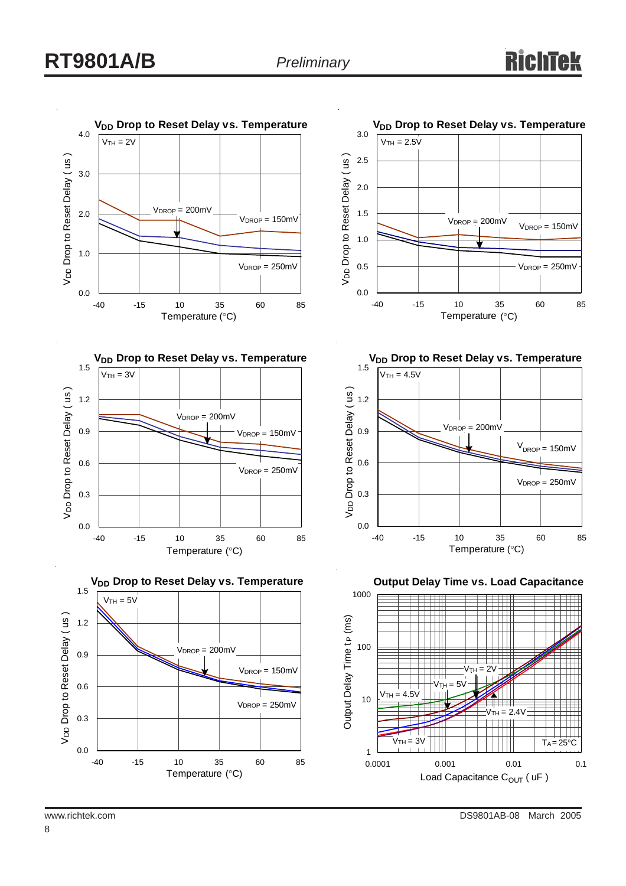### $V_{DD}$ Drop to Reset Delay vs. Temperature

$V_{TH}$ = 2V

$V_{DROP}$ = 200mV, $V_{DROP}$ = 150mV, $V_{DROP}$ = 250mV

$V_{DD}$ Drop to Reset Delay ( us ) vs. Temperature (°C)

### $V_{DD}$ Drop to Reset Delay vs. Temperature

$V_{TH}$ = 2.5V

$V_{DROP}$ = 200mV, $V_{DROP}$ = 150mV, $V_{DROP}$ = 250mV

$V_{DD}$ Drop to Reset Delay ( us ) vs. Temperature (°C)

### $V_{DD}$ Drop to Reset Delay vs. Temperature

$V_{TH}$ = 3V

$V_{DROP}$ = 200mV, $V_{DROP}$ = 150mV, $V_{DROP}$ = 250mV

$V_{DD}$ Drop to Reset Delay ( us ) vs. Temperature (°C)

### $V_{DD}$ Drop to Reset Delay vs. Temperature

$V_{TH}$ = 4.5V

$V_{DROP}$ = 200mV, $V_{DROP}$ = 150mV, $V_{DROP}$ = 250mV

$V_{DD}$ Drop to Reset Delay ( us ) vs. Temperature (°C)

### $V_{DD}$ Drop to Reset Delay vs. Temperature

$V_{TH}$ = 5V

$V_{DROP}$ = 200mV, $V_{DROP}$ = 150mV, $V_{DROP}$ = 250mV

$V_{DD}$ Drop to Reset Delay ( us ) vs. Temperature (°C)

### Output Delay Time vs. Load Capacitance

$V_{TH}$ = 2V, $V_{TH}$ = 5V, $V_{TH}$ = 4.5V, $V_{TH}$ = 2.4V, $V_{TH}$ = 3V, $T_A$ = 25°C

Output Delay Time $t_P$ (ms) vs. Load Capacitance $C_{OUT}$ ( uF )

www.richtek.com

DS9801AB-08 March 2005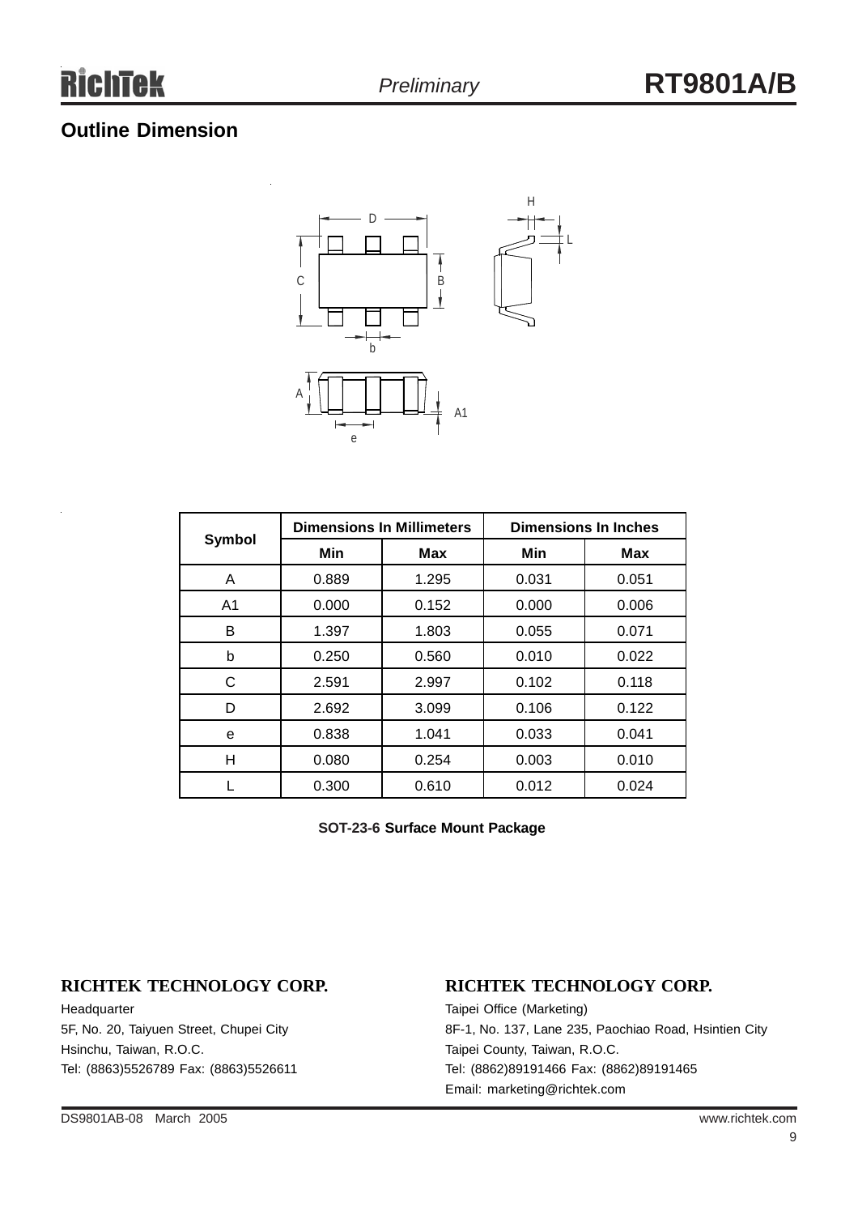## Outline Dimension

H

D

L

C

B

b

A

A1

e

| Symbol | Dimensions In Millimeters | | Dimensions In Inches | |
|---|---|---|---|---|
| | Min | Max | Min | Max |
| A | 0.889 | 1.295 | 0.031 | 0.051 |
| A1 | 0.000 | 0.152 | 0.000 | 0.006 |
| B | 1.397 | 1.803 | 0.055 | 0.071 |
| b | 0.250 | 0.560 | 0.010 | 0.022 |
| C | 2.591 | 2.997 | 0.102 | 0.118 |
| D | 2.692 | 3.099 | 0.106 | 0.122 |
| e | 0.838 | 1.041 | 0.033 | 0.041 |
| H | 0.080 | 0.254 | 0.003 | 0.010 |
| L | 0.300 | 0.610 | 0.012 | 0.024 |

**SOT-23-6 Surface Mount Package**

**RICHTEK TECHNOLOGY CORP.**

Headquarter
5F, No. 20, Taiyuen Street, Chupei City
Hsinchu, Taiwan, R.O.C.
Tel: (8863)5526789 Fax: (8863)5526611

**RICHTEK TECHNOLOGY CORP.**

Taipei Office (Marketing)
8F-1, No. 137, Lane 235, Paochiao Road, Hsintien City
Taipei County, Taiwan, R.O.C.
Tel: (8862)89191466 Fax: (8862)89191465
Email: marketing@richtek.com